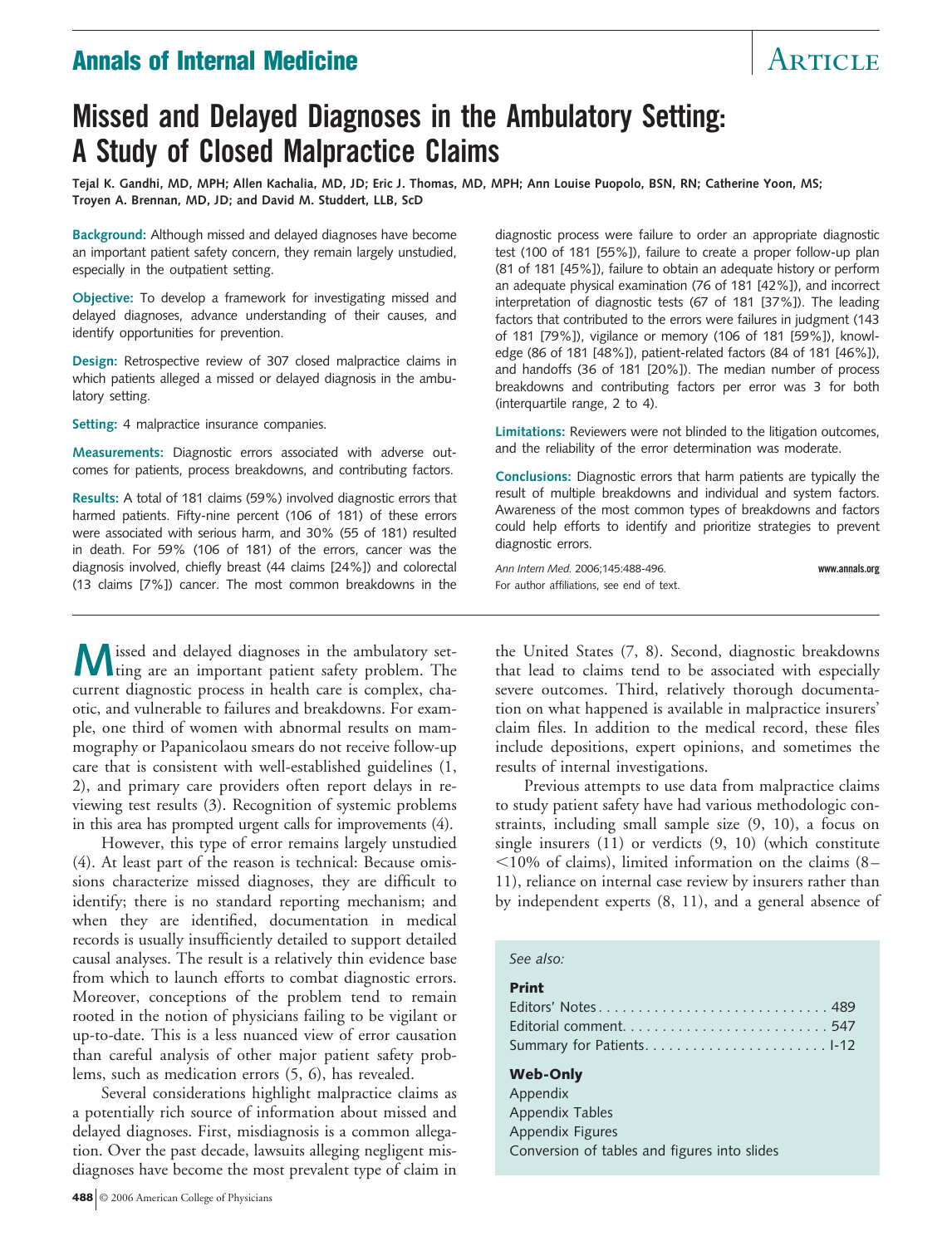# Missed and Delayed Diagnoses in the Ambulatory Setting: A Study of Closed Malpractice Claims

**Tejal K. Gandhi, MD, MPH; Allen Kachalia, MD, JD; Eric J. Thomas, MD, MPH; Ann Louise Puopolo, BSN, RN; Catherine Yoon, MS; Troyen A. Brennan, MD, JD; and David M. Studdert, LLB, ScD**

**Background:** Although missed and delayed diagnoses have become an important patient safety concern, they remain largely unstudied, especially in the outpatient setting.

**Objective:** To develop a framework for investigating missed and delayed diagnoses, advance understanding of their causes, and identify opportunities for prevention.

**Design:** Retrospective review of 307 closed malpractice claims in which patients alleged a missed or delayed diagnosis in the ambulatory setting.

**Setting:** 4 malpractice insurance companies.

**Measurements:** Diagnostic errors associated with adverse outcomes for patients, process breakdowns, and contributing factors.

**Results:** A total of 181 claims (59%) involved diagnostic errors that harmed patients. Fifty-nine percent (106 of 181) of these errors were associated with serious harm, and 30% (55 of 181) resulted in death. For 59% (106 of 181) of the errors, cancer was the diagnosis involved, chiefly breast (44 claims [24%]) and colorectal (13 claims [7%]) cancer. The most common breakdowns in the diagnostic process were failure to order an appropriate diagnostic test (100 of 181 [55%]), failure to create a proper follow-up plan (81 of 181 [45%]), failure to obtain an adequate history or perform an adequate physical examination (76 of 181 [42%]), and incorrect interpretation of diagnostic tests (67 of 181 [37%]). The leading factors that contributed to the errors were failures in judgment (143 of 181 [79%]), vigilance or memory (106 of 181 [59%]), knowledge (86 of 181 [48%]), patient-related factors (84 of 181 [46%]), and handoffs (36 of 181 [20%]). The median number of process breakdowns and contributing factors per error was 3 for both (interquartile range, 2 to 4).

**Limitations:** Reviewers were not blinded to the litigation outcomes, and the reliability of the error determination was moderate.

**Conclusions:** Diagnostic errors that harm patients are typically the result of multiple breakdowns and individual and system factors. Awareness of the most common types of breakdowns and factors could help efforts to identify and prioritize strategies to prevent diagnostic errors.

*Ann Intern Med.* 2006;145:488-496. www.annals.org
For author affiliations, see end of text.

Missed and delayed diagnoses in the ambulatory setting are an important patient safety problem. The current diagnostic process in health care is complex, chaotic, and vulnerable to failures and breakdowns. For example, one third of women with abnormal results on mammography or Papanicolaou smears do not receive follow-up care that is consistent with well-established guidelines (1, 2), and primary care providers often report delays in reviewing test results (3). Recognition of systemic problems in this area has prompted urgent calls for improvements (4).

However, this type of error remains largely unstudied (4). At least part of the reason is technical: Because omissions characterize missed diagnoses, they are difficult to identify; there is no standard reporting mechanism; and when they are identified, documentation in medical records is usually insufficiently detailed to support detailed causal analyses. The result is a relatively thin evidence base from which to launch efforts to combat diagnostic errors. Moreover, conceptions of the problem tend to remain rooted in the notion of physicians failing to be vigilant or up-to-date. This is a less nuanced view of error causation than careful analysis of other major patient safety problems, such as medication errors (5, 6), has revealed.

Several considerations highlight malpractice claims as a potentially rich source of information about missed and delayed diagnoses. First, misdiagnosis is a common allegation. Over the past decade, lawsuits alleging negligent misdiagnoses have become the most prevalent type of claim in the United States (7, 8). Second, diagnostic breakdowns that lead to claims tend to be associated with especially severe outcomes. Third, relatively thorough documentation on what happened is available in malpractice insurers' claim files. In addition to the medical record, these files include depositions, expert opinions, and sometimes the results of internal investigations.

Previous attempts to use data from malpractice claims to study patient safety have had various methodologic constraints, including small sample size (9, 10), a focus on single insurers (11) or verdicts (9, 10) (which constitute <10% of claims), limited information on the claims (8–11), reliance on internal case review by insurers rather than by independent experts (8, 11), and a general absence of

*See also:*

**Print**
Editors' Notes . . . . . . . . . . 489
Editorial comment. . . . . . . . . . 547
Summary for Patients. . . . . . . . . . I-12

**Web-Only**
Appendix
Appendix Tables
Appendix Figures
Conversion of tables and figures into slides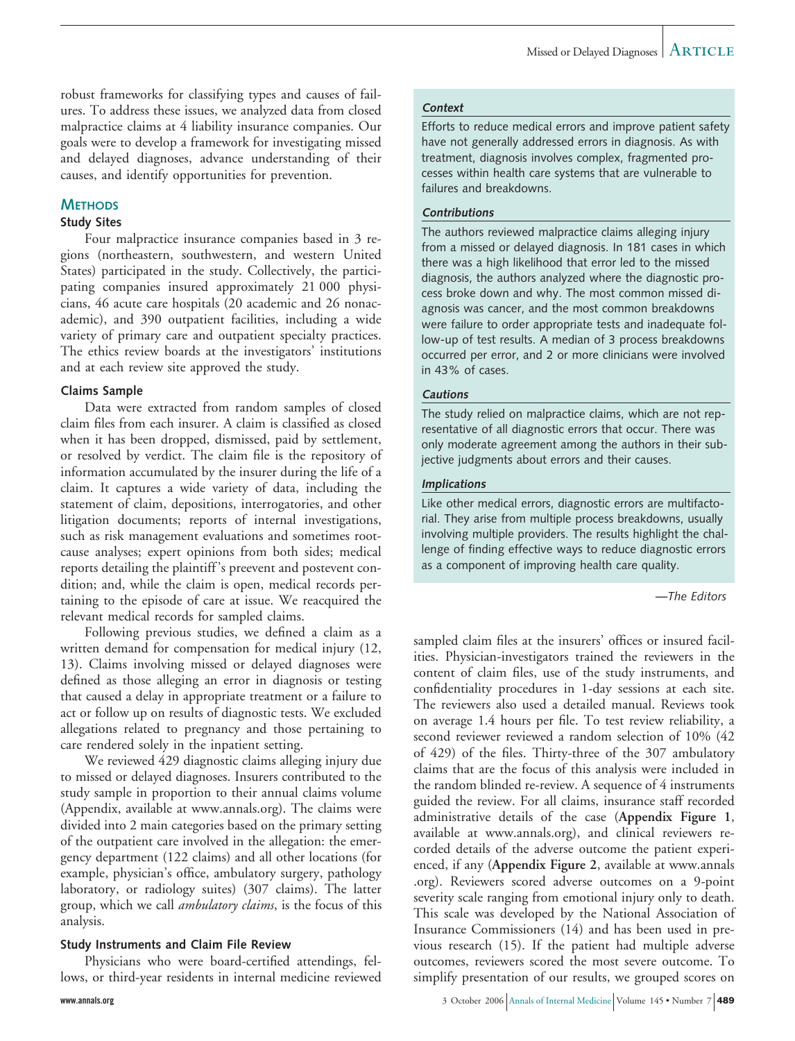robust frameworks for classifying types and causes of failures. To address these issues, we analyzed data from closed malpractice claims at 4 liability insurance companies. Our goals were to develop a framework for investigating missed and delayed diagnoses, advance understanding of their causes, and identify opportunities for prevention.

## METHODS

### Study Sites

Four malpractice insurance companies based in 3 regions (northeastern, southwestern, and western United States) participated in the study. Collectively, the participating companies insured approximately 21 000 physicians, 46 acute care hospitals (20 academic and 26 nonacademic), and 390 outpatient facilities, including a wide variety of primary care and outpatient specialty practices. The ethics review boards at the investigators' institutions and at each review site approved the study.

### Claims Sample

Data were extracted from random samples of closed claim files from each insurer. A claim is classified as closed when it has been dropped, dismissed, paid by settlement, or resolved by verdict. The claim file is the repository of information accumulated by the insurer during the life of a claim. It captures a wide variety of data, including the statement of claim, depositions, interrogatories, and other litigation documents; reports of internal investigations, such as risk management evaluations and sometimes root-cause analyses; expert opinions from both sides; medical reports detailing the plaintiff's preevent and postevent condition; and, while the claim is open, medical records pertaining to the episode of care at issue. We reacquired the relevant medical records for sampled claims.

Following previous studies, we defined a claim as a written demand for compensation for medical injury (12, 13). Claims involving missed or delayed diagnoses were defined as those alleging an error in diagnosis or testing that caused a delay in appropriate treatment or a failure to act or follow up on results of diagnostic tests. We excluded allegations related to pregnancy and those pertaining to care rendered solely in the inpatient setting.

We reviewed 429 diagnostic claims alleging injury due to missed or delayed diagnoses. Insurers contributed to the study sample in proportion to their annual claims volume (Appendix, available at www.annals.org). The claims were divided into 2 main categories based on the primary setting of the outpatient care involved in the allegation: the emergency department (122 claims) and all other locations (for example, physician's office, ambulatory surgery, pathology laboratory, or radiology suites) (307 claims). The latter group, which we call *ambulatory claims*, is the focus of this analysis.

### Study Instruments and Claim File Review

Physicians who were board-certified attendings, fellows, or third-year residents in internal medicine reviewed sampled claim files at the insurers' offices or insured facilities. Physician-investigators trained the reviewers in the content of claim files, use of the study instruments, and confidentiality procedures in 1-day sessions at each site. The reviewers also used a detailed manual. Reviews took on average 1.4 hours per file. To test review reliability, a second reviewer reviewed a random selection of 10% (42 of 429) of the files. Thirty-three of the 307 ambulatory claims that are the focus of this analysis were included in the random blinded re-review. A sequence of 4 instruments guided the review. For all claims, insurance staff recorded administrative details of the case (**Appendix Figure 1**, available at www.annals.org), and clinical reviewers recorded details of the adverse outcome the patient experienced, if any (**Appendix Figure 2**, available at www.annals.org). Reviewers scored adverse outcomes on a 9-point severity scale ranging from emotional injury only to death. This scale was developed by the National Association of Insurance Commissioners (14) and has been used in previous research (15). If the patient had multiple adverse outcomes, reviewers scored the most severe outcome. To simplify presentation of our results, we grouped scores on

***Context***

Efforts to reduce medical errors and improve patient safety have not generally addressed errors in diagnosis. As with treatment, diagnosis involves complex, fragmented processes within health care systems that are vulnerable to failures and breakdowns.

***Contributions***

The authors reviewed malpractice claims alleging injury from a missed or delayed diagnosis. In 181 cases in which there was a high likelihood that error led to the missed diagnosis, the authors analyzed where the diagnostic process broke down and why. The most common missed diagnosis was cancer, and the most common breakdowns were failure to order appropriate tests and inadequate follow-up of test results. A median of 3 process breakdowns occurred per error, and 2 or more clinicians were involved in 43% of cases.

***Cautions***

The study relied on malpractice claims, which are not representative of all diagnostic errors that occur. There was only moderate agreement among the authors in their subjective judgments about errors and their causes.

***Implications***

Like other medical errors, diagnostic errors are multifactorial. They arise from multiple process breakdowns, usually involving multiple providers. The results highlight the challenge of finding effective ways to reduce diagnostic errors as a component of improving health care quality.

*—The Editors*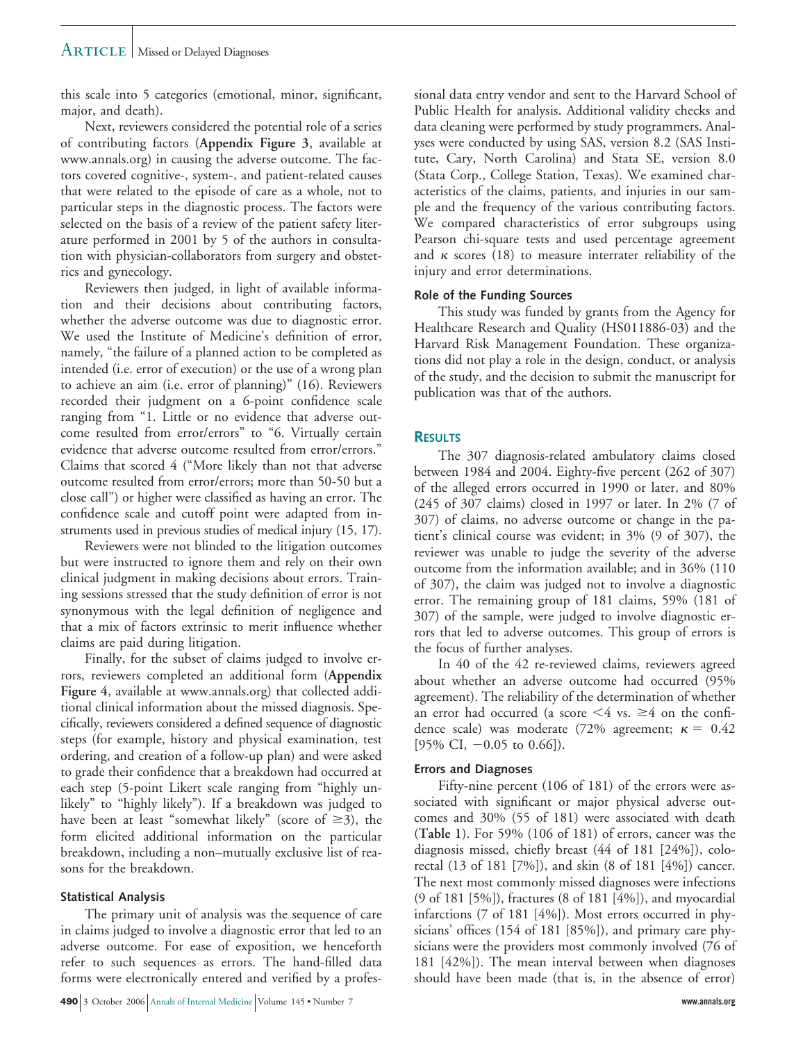this scale into 5 categories (emotional, minor, significant, major, and death).

Next, reviewers considered the potential role of a series of contributing factors (**Appendix Figure 3**, available at www.annals.org) in causing the adverse outcome. The factors covered cognitive-, system-, and patient-related causes that were related to the episode of care as a whole, not to particular steps in the diagnostic process. The factors were selected on the basis of a review of the patient safety literature performed in 2001 by 5 of the authors in consultation with physician-collaborators from surgery and obstetrics and gynecology.

Reviewers then judged, in light of available information and their decisions about contributing factors, whether the adverse outcome was due to diagnostic error. We used the Institute of Medicine's definition of error, namely, "the failure of a planned action to be completed as intended (i.e. error of execution) or the use of a wrong plan to achieve an aim (i.e. error of planning)" (16). Reviewers recorded their judgment on a 6-point confidence scale ranging from "1. Little or no evidence that adverse outcome resulted from error/errors" to "6. Virtually certain evidence that adverse outcome resulted from error/errors." Claims that scored 4 ("More likely than not that adverse outcome resulted from error/errors; more than 50-50 but a close call") or higher were classified as having an error. The confidence scale and cutoff point were adapted from instruments used in previous studies of medical injury (15, 17).

Reviewers were not blinded to the litigation outcomes but were instructed to ignore them and rely on their own clinical judgment in making decisions about errors. Training sessions stressed that the study definition of error is not synonymous with the legal definition of negligence and that a mix of factors extrinsic to merit influence whether claims are paid during litigation.

Finally, for the subset of claims judged to involve errors, reviewers completed an additional form (**Appendix Figure 4**, available at www.annals.org) that collected additional clinical information about the missed diagnosis. Specifically, reviewers considered a defined sequence of diagnostic steps (for example, history and physical examination, test ordering, and creation of a follow-up plan) and were asked to grade their confidence that a breakdown had occurred at each step (5-point Likert scale ranging from "highly unlikely" to "highly likely"). If a breakdown was judged to have been at least "somewhat likely" (score of $\geq$3), the form elicited additional information on the particular breakdown, including a non–mutually exclusive list of reasons for the breakdown.

### Statistical Analysis

The primary unit of analysis was the sequence of care in claims judged to involve a diagnostic error that led to an adverse outcome. For ease of exposition, we henceforth refer to such sequences as errors. The hand-filled data forms were electronically entered and verified by a professional data entry vendor and sent to the Harvard School of Public Health for analysis. Additional validity checks and data cleaning were performed by study programmers. Analyses were conducted by using SAS, version 8.2 (SAS Institute, Cary, North Carolina) and Stata SE, version 8.0 (Stata Corp., College Station, Texas). We examined characteristics of the claims, patients, and injuries in our sample and the frequency of the various contributing factors. We compared characteristics of error subgroups using Pearson chi-square tests and used percentage agreement and $\kappa$ scores (18) to measure interrater reliability of the injury and error determinations.

### Role of the Funding Sources

This study was funded by grants from the Agency for Healthcare Research and Quality (HS011886-03) and the Harvard Risk Management Foundation. These organizations did not play a role in the design, conduct, or analysis of the study, and the decision to submit the manuscript for publication was that of the authors.

## RESULTS

The 307 diagnosis-related ambulatory claims closed between 1984 and 2004. Eighty-five percent (262 of 307) of the alleged errors occurred in 1990 or later, and 80% (245 of 307 claims) closed in 1997 or later. In 2% (7 of 307) of claims, no adverse outcome or change in the patient's clinical course was evident; in 3% (9 of 307), the reviewer was unable to judge the severity of the adverse outcome from the information available; and in 36% (110 of 307), the claim was judged not to involve a diagnostic error. The remaining group of 181 claims, 59% (181 of 307) of the sample, were judged to involve diagnostic errors that led to adverse outcomes. This group of errors is the focus of further analyses.

In 40 of the 42 re-reviewed claims, reviewers agreed about whether an adverse outcome had occurred (95% agreement). The reliability of the determination of whether an error had occurred (a score $<$4 vs. $\geq$4 on the confidence scale) was moderate (72% agreement; $\kappa = 0.42$ [95% CI, $-0.05$ to 0.66]).

### Errors and Diagnoses

Fifty-nine percent (106 of 181) of the errors were associated with significant or major physical adverse outcomes and 30% (55 of 181) were associated with death (**Table 1**). For 59% (106 of 181) of errors, cancer was the diagnosis missed, chiefly breast (44 of 181 [24%]), colorectal (13 of 181 [7%]), and skin (8 of 181 [4%]) cancer. The next most commonly missed diagnoses were infections (9 of 181 [5%]), fractures (8 of 181 [4%]), and myocardial infarctions (7 of 181 [4%]). Most errors occurred in physicians' offices (154 of 181 [85%]), and primary care physicians were the providers most commonly involved (76 of 181 [42%]). The mean interval between when diagnoses should have been made (that is, in the absence of error)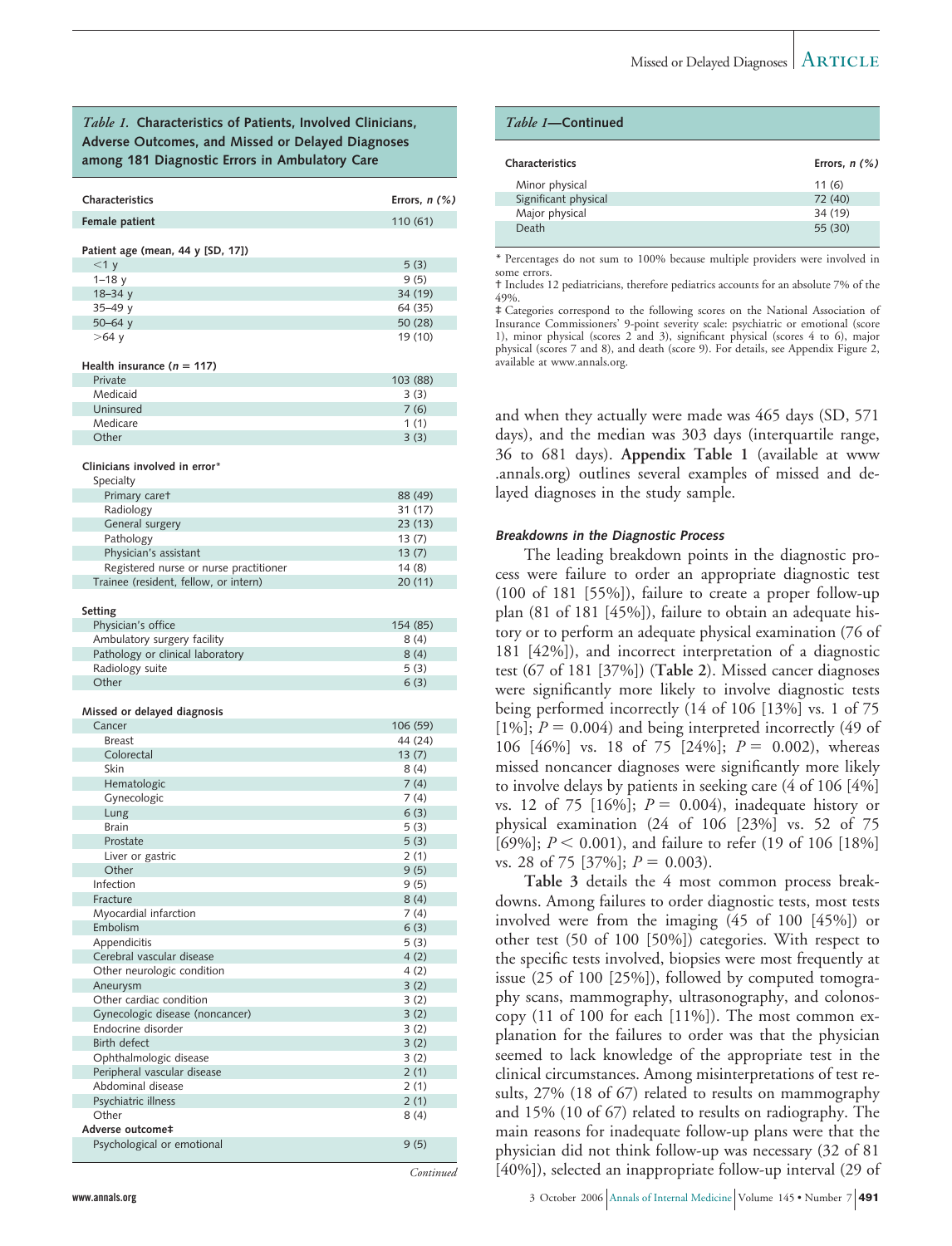*Table 1.* **Characteristics of Patients, Involved Clinicians, Adverse Outcomes, and Missed or Delayed Diagnoses among 181 Diagnostic Errors in Ambulatory Care**

| Characteristics | Errors, *n* (%) |
|---|---|
| **Female patient** | 110 (61) |
| **Patient age (mean, 44 y [SD, 17])** | |
| <1 y | 5 (3) |
| 1–18 y | 9 (5) |
| 18–34 y | 34 (19) |
| 35–49 y | 64 (35) |
| 50–64 y | 50 (28) |
| >64 y | 19 (10) |
| **Health insurance (*n* = 117)** | |
| Private | 103 (88) |
| Medicaid | 3 (3) |
| Uninsured | 7 (6) |
| Medicare | 1 (1) |
| Other | 3 (3) |
| **Clinicians involved in error*** | |
| Specialty | |
| Primary care† | 88 (49) |
| Radiology | 31 (17) |
| General surgery | 23 (13) |
| Pathology | 13 (7) |
| Physician's assistant | 13 (7) |
| Registered nurse or nurse practitioner | 14 (8) |
| Trainee (resident, fellow, or intern) | 20 (11) |
| **Setting** | |
| Physician's office | 154 (85) |
| Ambulatory surgery facility | 8 (4) |
| Pathology or clinical laboratory | 8 (4) |
| Radiology suite | 5 (3) |
| Other | 6 (3) |
| **Missed or delayed diagnosis** | |
| Cancer | 106 (59) |
| Breast | 44 (24) |
| Colorectal | 13 (7) |
| Skin | 8 (4) |
| Hematologic | 7 (4) |
| Gynecologic | 7 (4) |
| Lung | 6 (3) |
| Brain | 5 (3) |
| Prostate | 5 (3) |
| Liver or gastric | 2 (1) |
| Other | 9 (5) |
| Infection | 9 (5) |
| Fracture | 8 (4) |
| Myocardial infarction | 7 (4) |
| Embolism | 6 (3) |
| Appendicitis | 5 (3) |
| Cerebral vascular disease | 4 (2) |
| Other neurologic condition | 4 (2) |
| Aneurysm | 3 (2) |
| Other cardiac condition | 3 (2) |
| Gynecologic disease (noncancer) | 3 (2) |
| Endocrine disorder | 3 (2) |
| Birth defect | 3 (2) |
| Ophthalmologic disease | 3 (2) |
| Peripheral vascular disease | 2 (1) |
| Abdominal disease | 2 (1) |
| Psychiatric illness | 2 (1) |
| Other | 8 (4) |
| **Adverse outcome‡** | |
| Psychological or emotional | 9 (5) |
| Minor physical | 11 (6) |
| Significant physical | 72 (40) |
| Major physical | 34 (19) |
| Death | 55 (30) |

\* Percentages do not sum to 100% because multiple providers were involved in some errors.

† Includes 12 pediatricians, therefore pediatrics accounts for an absolute 7% of the 49%.

‡ Categories correspond to the following scores on the National Association of Insurance Commissioners' 9-point severity scale: psychiatric or emotional (score 1), minor physical (scores 2 and 3), significant physical (scores 4 to 6), major physical (scores 7 and 8), and death (score 9). For details, see Appendix Figure 2, available at www.annals.org.

and when they actually were made was 465 days (SD, 571 days), and the median was 303 days (interquartile range, 36 to 681 days). **Appendix Table 1** (available at www.annals.org) outlines several examples of missed and delayed diagnoses in the study sample.

#### *Breakdowns in the Diagnostic Process*

The leading breakdown points in the diagnostic process were failure to order an appropriate diagnostic test (100 of 181 [55%]), failure to create a proper follow-up plan (81 of 181 [45%]), failure to obtain an adequate history or to perform an adequate physical examination (76 of 181 [42%]), and incorrect interpretation of a diagnostic test (67 of 181 [37%]) (**Table 2**). Missed cancer diagnoses were significantly more likely to involve diagnostic tests being performed incorrectly (14 of 106 [13%] vs. 1 of 75 [1%]; $P = 0.004$) and being interpreted incorrectly (49 of 106 [46%] vs. 18 of 75 [24%]; $P = 0.002$), whereas missed noncancer diagnoses were significantly more likely to involve delays by patients in seeking care (4 of 106 [4%] vs. 12 of 75 [16%]; $P = 0.004$), inadequate history or physical examination (24 of 106 [23%] vs. 52 of 75 [69%]; $P < 0.001$), and failure to refer (19 of 106 [18%] vs. 28 of 75 [37%]; $P = 0.003$).

**Table 3** details the 4 most common process breakdowns. Among failures to order diagnostic tests, most tests involved were from the imaging (45 of 100 [45%]) or other test (50 of 100 [50%]) categories. With respect to the specific tests involved, biopsies were most frequently at issue (25 of 100 [25%]), followed by computed tomography scans, mammography, ultrasonography, and colonoscopy (11 of 100 for each [11%]). The most common explanation for the failures to order was that the physician seemed to lack knowledge of the appropriate test in the clinical circumstances. Among misinterpretations of test results, 27% (18 of 67) related to results on mammography and 15% (10 of 67) related to results on radiography. The main reasons for inadequate follow-up plans were that the physician did not think follow-up was necessary (32 of 81 [40%]), selected an inappropriate follow-up interval (29 of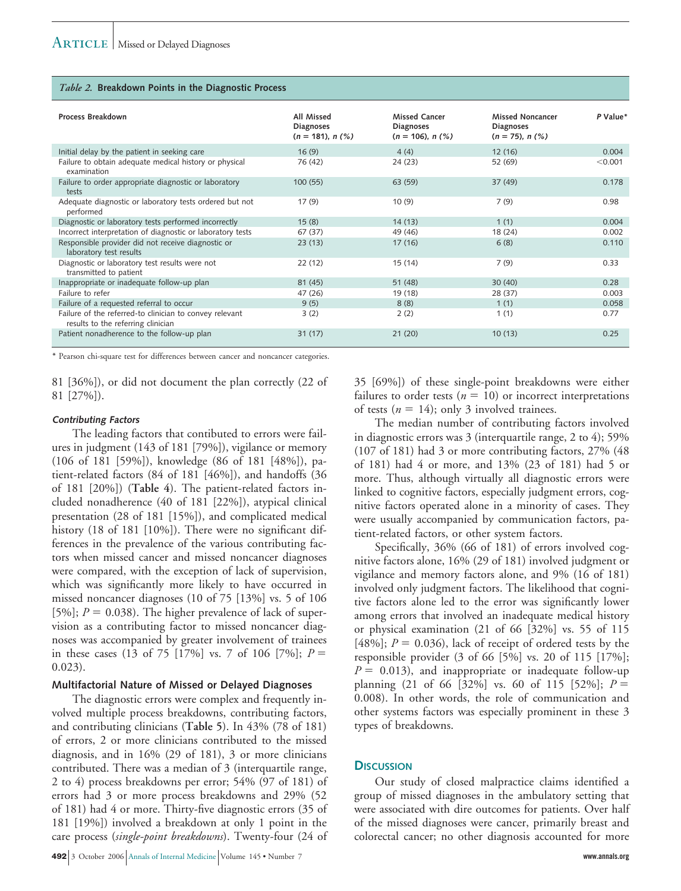*Table 2.* **Breakdown Points in the Diagnostic Process**

| Process Breakdown | All Missed Diagnoses ($n$ = 181), $n$ (%) | Missed Cancer Diagnoses ($n$ = 106), $n$ (%) | Missed Noncancer Diagnoses ($n$ = 75), $n$ (%) | P Value* |
|---|---|---|---|---|
| Initial delay by the patient in seeking care | 16 (9) | 4 (4) | 12 (16) | 0.004 |
| Failure to obtain adequate medical history or physical examination | 76 (42) | 24 (23) | 52 (69) | <0.001 |
| Failure to order appropriate diagnostic or laboratory tests | 100 (55) | 63 (59) | 37 (49) | 0.178 |
| Adequate diagnostic or laboratory tests ordered but not performed | 17 (9) | 10 (9) | 7 (9) | 0.98 |
| Diagnostic or laboratory tests performed incorrectly | 15 (8) | 14 (13) | 1 (1) | 0.004 |
| Incorrect interpretation of diagnostic or laboratory tests | 67 (37) | 49 (46) | 18 (24) | 0.002 |
| Responsible provider did not receive diagnostic or laboratory test results | 23 (13) | 17 (16) | 6 (8) | 0.110 |
| Diagnostic or laboratory test results were not transmitted to patient | 22 (12) | 15 (14) | 7 (9) | 0.33 |
| Inappropriate or inadequate follow-up plan | 81 (45) | 51 (48) | 30 (40) | 0.28 |
| Failure to refer | 47 (26) | 19 (18) | 28 (37) | 0.003 |
| Failure of a requested referral to occur | 9 (5) | 8 (8) | 1 (1) | 0.058 |
| Failure of the referred-to clinician to convey relevant results to the referring clinician | 3 (2) | 2 (2) | 1 (1) | 0.77 |
| Patient nonadherence to the follow-up plan | 31 (17) | 21 (20) | 10 (13) | 0.25 |

\* Pearson chi-square test for differences between cancer and noncancer categories.

81 [36%]), or did not document the plan correctly (22 of 81 [27%]).

#### *Contributing Factors*

The leading factors that contibuted to errors were failures in judgment (143 of 181 [79%]), vigilance or memory (106 of 181 [59%]), knowledge (86 of 181 [48%]), patient-related factors (84 of 181 [46%]), and handoffs (36 of 181 [20%]) (**Table 4**). The patient-related factors included nonadherence (40 of 181 [22%]), atypical clinical presentation (28 of 181 [15%]), and complicated medical history (18 of 181 [10%]). There were no significant differences in the prevalence of the various contributing factors when missed cancer and missed noncancer diagnoses were compared, with the exception of lack of supervision, which was significantly more likely to have occurred in missed noncancer diagnoses (10 of 75 [13%] vs. 5 of 106 [5%]; $P = 0.038$). The higher prevalence of lack of supervision as a contributing factor to missed noncancer diagnoses was accompanied by greater involvement of trainees in these cases (13 of 75 [17%] vs. 7 of 106 [7%]; $P = 0.023$).

### Multifactorial Nature of Missed or Delayed Diagnoses

The diagnostic errors were complex and frequently involved multiple process breakdowns, contributing factors, and contributing clinicians (**Table 5**). In 43% (78 of 181) of errors, 2 or more clinicians contributed to the missed diagnosis, and in 16% (29 of 181), 3 or more clinicians contributed. There was a median of 3 (interquartile range, 2 to 4) process breakdowns per error; 54% (97 of 181) of errors had 3 or more process breakdowns and 29% (52 of 181) had 4 or more. Thirty-five diagnostic errors (35 of 181 [19%]) involved a breakdown at only 1 point in the care process (*single-point breakdowns*). Twenty-four (24 of 35 [69%]) of these single-point breakdowns were either failures to order tests ($n = 10$) or incorrect interpretations of tests ($n = 14$); only 3 involved trainees.

The median number of contributing factors involved in diagnostic errors was 3 (interquartile range, 2 to 4); 59% (107 of 181) had 3 or more contributing factors, 27% (48 of 181) had 4 or more, and 13% (23 of 181) had 5 or more. Thus, although virtually all diagnostic errors were linked to cognitive factors, especially judgment errors, cognitive factors operated alone in a minority of cases. They were usually accompanied by communication factors, patient-related factors, or other system factors.

Specifically, 36% (66 of 181) of errors involved cognitive factors alone, 16% (29 of 181) involved judgment or vigilance and memory factors alone, and 9% (16 of 181) involved only judgment factors. The likelihood that cognitive factors alone led to the error was significantly lower among errors that involved an inadequate medical history or physical examination (21 of 66 [32%] vs. 55 of 115 [48%]; $P = 0.036$), lack of receipt of ordered tests by the responsible provider (3 of 66 [5%] vs. 20 of 115 [17%]; $P = 0.013$), and inappropriate or inadequate follow-up planning (21 of 66 [32%] vs. 60 of 115 [52%]; $P = 0.008$). In other words, the role of communication and other systems factors was especially prominent in these 3 types of breakdowns.

## Discussion

Our study of closed malpractice claims identified a group of missed diagnoses in the ambulatory setting that were associated with dire outcomes for patients. Over half of the missed diagnoses were cancer, primarily breast and colorectal cancer; no other diagnosis accounted for more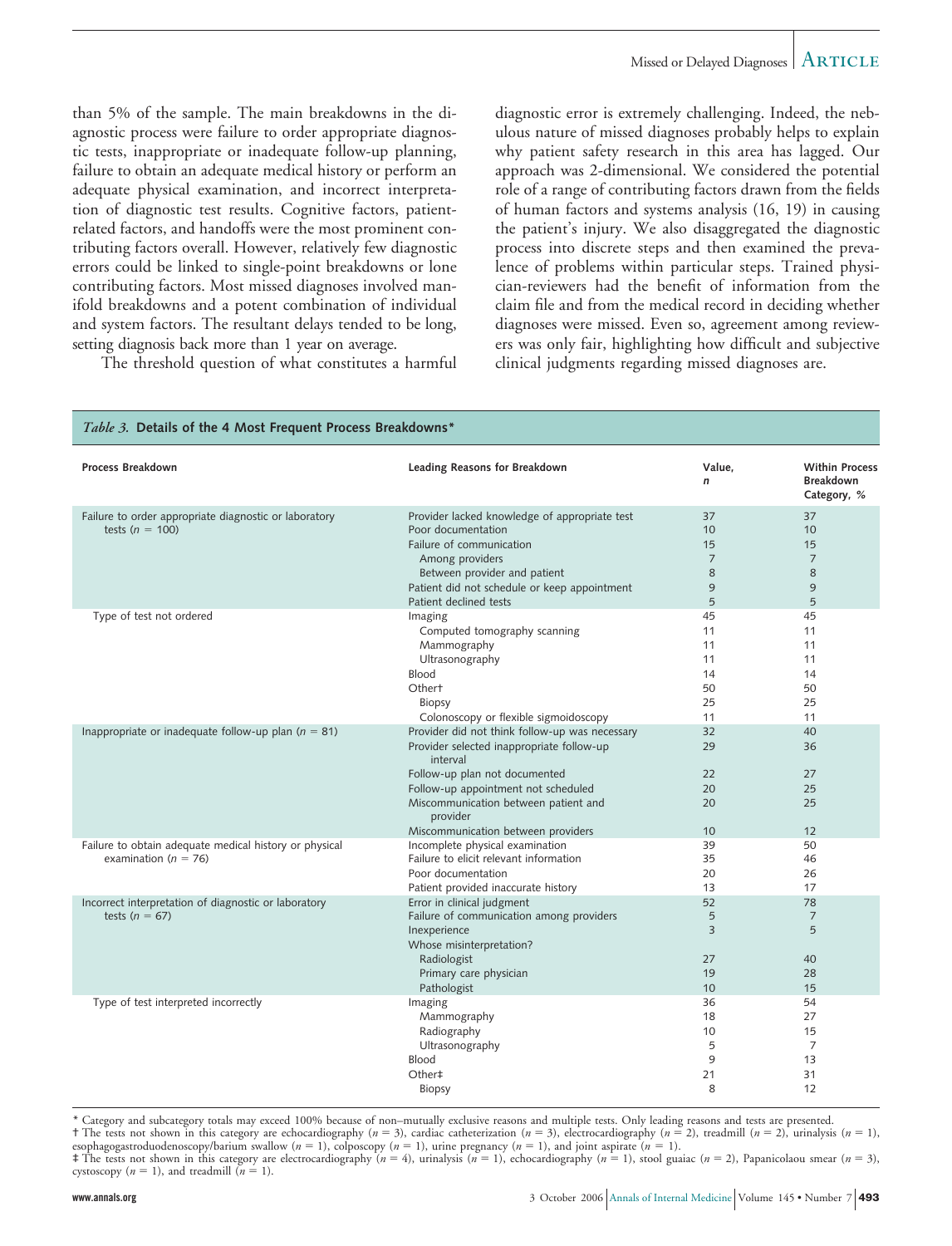than 5% of the sample. The main breakdowns in the diagnostic process were failure to order appropriate diagnostic tests, inappropriate or inadequate follow-up planning, failure to obtain an adequate medical history or perform an adequate physical examination, and incorrect interpretation of diagnostic test results. Cognitive factors, patient-related factors, and handoffs were the most prominent contributing factors overall. However, relatively few diagnostic errors could be linked to single-point breakdowns or lone contributing factors. Most missed diagnoses involved manifold breakdowns and a potent combination of individual and system factors. The resultant delays tended to be long, setting diagnosis back more than 1 year on average.

The threshold question of what constitutes a harmful diagnostic error is extremely challenging. Indeed, the nebulous nature of missed diagnoses probably helps to explain why patient safety research in this area has lagged. Our approach was 2-dimensional. We considered the potential role of a range of contributing factors drawn from the fields of human factors and systems analysis (16, 19) in causing the patient's injury. We also disaggregated the diagnostic process into discrete steps and then examined the prevalence of problems within particular steps. Trained physician-reviewers had the benefit of information from the claim file and from the medical record in deciding whether diagnoses were missed. Even so, agreement among reviewers was only fair, highlighting how difficult and subjective clinical judgments regarding missed diagnoses are.

*Table 3.* **Details of the 4 Most Frequent Process Breakdowns***

| Process Breakdown | Leading Reasons for Breakdown | Value, *n* | Within Process Breakdown Category, % |
|---|---|---|---|
| Failure to order appropriate diagnostic or laboratory tests (*n* = 100) | Provider lacked knowledge of appropriate test | 37 | 37 |
| | Poor documentation | 10 | 10 |
| | Failure of communication | 15 | 15 |
| | Among providers | 7 | 7 |
| | Between provider and patient | 8 | 8 |
| | Patient did not schedule or keep appointment | 9 | 9 |
| | Patient declined tests | 5 | 5 |
| Type of test not ordered | Imaging | 45 | 45 |
| | Computed tomography scanning | 11 | 11 |
| | Mammography | 11 | 11 |
| | Ultrasonography | 11 | 11 |
| | Blood | 14 | 14 |
| | Other† | 50 | 50 |
| | Biopsy | 25 | 25 |
| | Colonoscopy or flexible sigmoidoscopy | 11 | 11 |
| Inappropriate or inadequate follow-up plan (*n* = 81) | Provider did not think follow-up was necessary | 32 | 40 |
| | Provider selected inappropriate follow-up interval | 29 | 36 |
| | Follow-up plan not documented | 22 | 27 |
| | Follow-up appointment not scheduled | 20 | 25 |
| | Miscommunication between patient and provider | 20 | 25 |
| | Miscommunication between providers | 10 | 12 |
| Failure to obtain adequate medical history or physical examination (*n* = 76) | Incomplete physical examination | 39 | 50 |
| | Failure to elicit relevant information | 35 | 46 |
| | Poor documentation | 20 | 26 |
| | Patient provided inaccurate history | 13 | 17 |
| Incorrect interpretation of diagnostic or laboratory tests (*n* = 67) | Error in clinical judgment | 52 | 78 |
| | Failure of communication among providers | 5 | 7 |
| | Inexperience | 3 | 5 |
| | Whose misinterpretation? | | |
| | Radiologist | 27 | 40 |
| | Primary care physician | 19 | 28 |
| | Pathologist | 10 | 15 |
| Type of test interpreted incorrectly | Imaging | 36 | 54 |
| | Mammography | 18 | 27 |
| | Radiography | 10 | 15 |
| | Ultrasonography | 5 | 7 |
| | Blood | 9 | 13 |
| | Other‡ | 21 | 31 |
| | Biopsy | 8 | 12 |

* Category and subcategory totals may exceed 100% because of non–mutually exclusive reasons and multiple tests. Only leading reasons and tests are presented.
† The tests not shown in this category are echocardiography (*n* = 3), cardiac catheterization (*n* = 3), electrocardiography (*n* = 2), treadmill (*n* = 2), urinalysis (*n* = 1), esophagogastroduodenoscopy/barium swallow (*n* = 1), colposcopy (*n* = 1), urine pregnancy (*n* = 1), and joint aspirate (*n* = 1).
‡ The tests not shown in this category are electrocardiography (*n* = 4), urinalysis (*n* = 1), echocardiography (*n* = 1), stool guaiac (*n* = 2), Papanicolaou smear (*n* = 3), cystoscopy (*n* = 1), and treadmill (*n* = 1).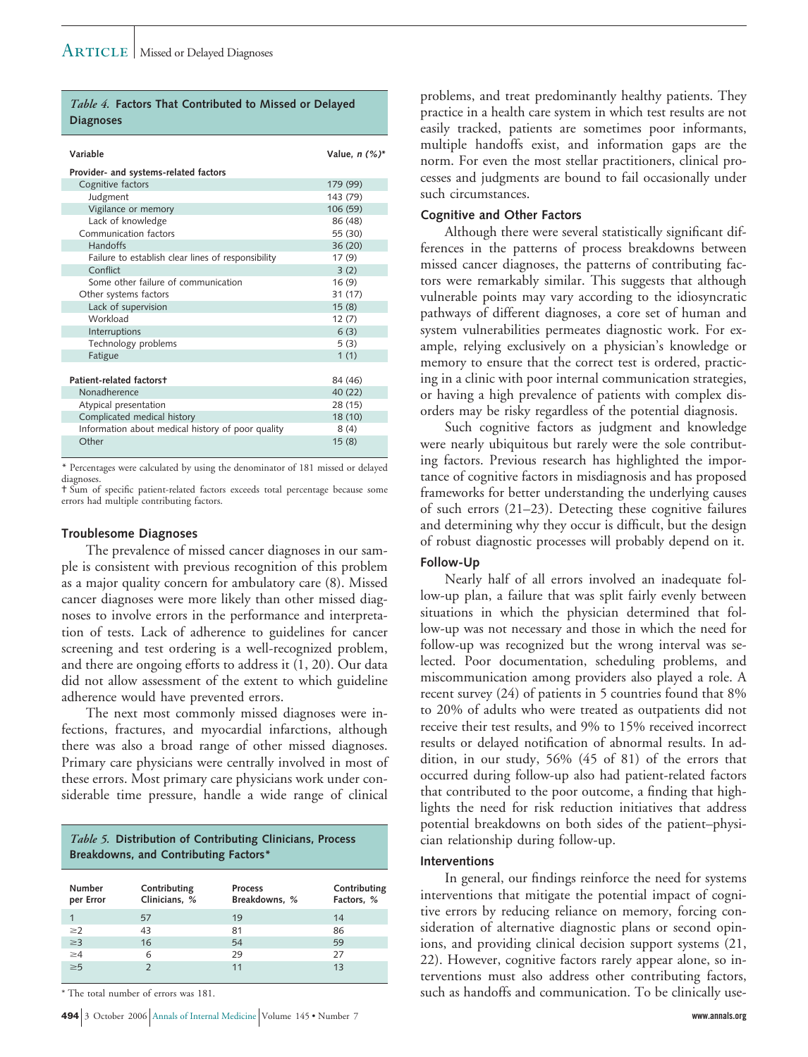*Table 4.* **Factors That Contributed to Missed or Delayed Diagnoses**

| Variable | Value, *n* (%)* |
|---|---|
| **Provider- and systems-related factors** | |
| Cognitive factors | 179 (99) |
| Judgment | 143 (79) |
| Vigilance or memory | 106 (59) |
| Lack of knowledge | 86 (48) |
| Communication factors | 55 (30) |
| Handoffs | 36 (20) |
| Failure to establish clear lines of responsibility | 17 (9) |
| Conflict | 3 (2) |
| Some other failure of communication | 16 (9) |
| Other systems factors | 31 (17) |
| Lack of supervision | 15 (8) |
| Workload | 12 (7) |
| Interruptions | 6 (3) |
| Technology problems | 5 (3) |
| Fatigue | 1 (1) |
| **Patient-related factors†** | 84 (46) |
| Nonadherence | 40 (22) |
| Atypical presentation | 28 (15) |
| Complicated medical history | 18 (10) |
| Information about medical history of poor quality | 8 (4) |
| Other | 15 (8) |

\* Percentages were calculated by using the denominator of 181 missed or delayed diagnoses.
† Sum of specific patient-related factors exceeds total percentage because some errors had multiple contributing factors.

### Troublesome Diagnoses

The prevalence of missed cancer diagnoses in our sample is consistent with previous recognition of this problem as a major quality concern for ambulatory care (8). Missed cancer diagnoses were more likely than other missed diagnoses to involve errors in the performance and interpretation of tests. Lack of adherence to guidelines for cancer screening and test ordering is a well-recognized problem, and there are ongoing efforts to address it (1, 20). Our data did not allow assessment of the extent to which guideline adherence would have prevented errors.

The next most commonly missed diagnoses were infections, fractures, and myocardial infarctions, although there was also a broad range of other missed diagnoses. Primary care physicians were centrally involved in most of these errors. Most primary care physicians work under considerable time pressure, handle a wide range of clinical problems, and treat predominantly healthy patients. They practice in a health care system in which test results are not easily tracked, patients are sometimes poor informants, multiple handoffs exist, and information gaps are the norm. For even the most stellar practitioners, clinical processes and judgments are bound to fail occasionally under such circumstances.

*Table 5.* **Distribution of Contributing Clinicians, Process Breakdowns, and Contributing Factors***

| Number per Error | Contributing Clinicians, % | Process Breakdowns, % | Contributing Factors, % |
|---|---|---|---|
| 1 | 57 | 19 | 14 |
| ≥2 | 43 | 81 | 86 |
| ≥3 | 16 | 54 | 59 |
| ≥4 | 6 | 29 | 27 |
| ≥5 | 2 | 11 | 13 |

\* The total number of errors was 181.

### Cognitive and Other Factors

Although there were several statistically significant differences in the patterns of process breakdowns between missed cancer diagnoses, the patterns of contributing factors were remarkably similar. This suggests that although vulnerable points may vary according to the idiosyncratic pathways of different diagnoses, a core set of human and system vulnerabilities permeates diagnostic work. For example, relying exclusively on a physician's knowledge or memory to ensure that the correct test is ordered, practicing in a clinic with poor internal communication strategies, or having a high prevalence of patients with complex disorders may be risky regardless of the potential diagnosis.

Such cognitive factors as judgment and knowledge were nearly ubiquitous but rarely were the sole contributing factors. Previous research has highlighted the importance of cognitive factors in misdiagnosis and has proposed frameworks for better understanding the underlying causes of such errors (21–23). Detecting these cognitive failures and determining why they occur is difficult, but the design of robust diagnostic processes will probably depend on it.

### Follow-Up

Nearly half of all errors involved an inadequate follow-up plan, a failure that was split fairly evenly between situations in which the physician determined that follow-up was not necessary and those in which the need for follow-up was recognized but the wrong interval was selected. Poor documentation, scheduling problems, and miscommunication among providers also played a role. A recent survey (24) of patients in 5 countries found that 8% to 20% of adults who were treated as outpatients did not receive their test results, and 9% to 15% received incorrect results or delayed notification of abnormal results. In addition, in our study, 56% (45 of 81) of the errors that occurred during follow-up also had patient-related factors that contributed to the poor outcome, a finding that highlights the need for risk reduction initiatives that address potential breakdowns on both sides of the patient–physician relationship during follow-up.

### Interventions

In general, our findings reinforce the need for systems interventions that mitigate the potential impact of cognitive errors by reducing reliance on memory, forcing consideration of alternative diagnostic plans or second opinions, and providing clinical decision support systems (21, 22). However, cognitive factors rarely appear alone, so interventions must also address other contributing factors, such as handoffs and communication. To be clinically use-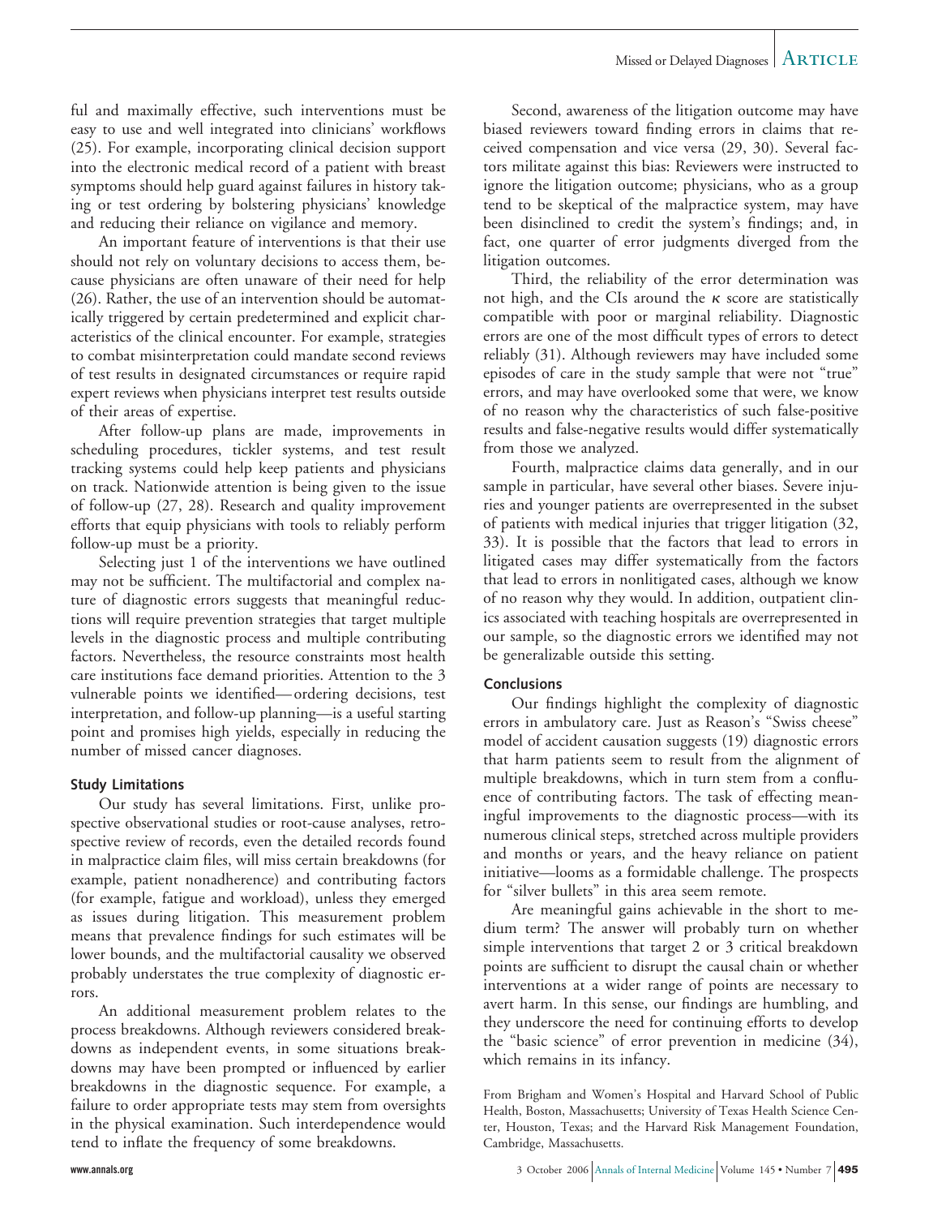ful and maximally effective, such interventions must be easy to use and well integrated into clinicians' workflows (25). For example, incorporating clinical decision support into the electronic medical record of a patient with breast symptoms should help guard against failures in history taking or test ordering by bolstering physicians' knowledge and reducing their reliance on vigilance and memory.

An important feature of interventions is that their use should not rely on voluntary decisions to access them, because physicians are often unaware of their need for help (26). Rather, the use of an intervention should be automatically triggered by certain predetermined and explicit characteristics of the clinical encounter. For example, strategies to combat misinterpretation could mandate second reviews of test results in designated circumstances or require rapid expert reviews when physicians interpret test results outside of their areas of expertise.

After follow-up plans are made, improvements in scheduling procedures, tickler systems, and test result tracking systems could help keep patients and physicians on track. Nationwide attention is being given to the issue of follow-up (27, 28). Research and quality improvement efforts that equip physicians with tools to reliably perform follow-up must be a priority.

Selecting just 1 of the interventions we have outlined may not be sufficient. The multifactorial and complex nature of diagnostic errors suggests that meaningful reductions will require prevention strategies that target multiple levels in the diagnostic process and multiple contributing factors. Nevertheless, the resource constraints most health care institutions face demand priorities. Attention to the 3 vulnerable points we identified—ordering decisions, test interpretation, and follow-up planning—is a useful starting point and promises high yields, especially in reducing the number of missed cancer diagnoses.

### Study Limitations

Our study has several limitations. First, unlike prospective observational studies or root-cause analyses, retrospective review of records, even the detailed records found in malpractice claim files, will miss certain breakdowns (for example, patient nonadherence) and contributing factors (for example, fatigue and workload), unless they emerged as issues during litigation. This measurement problem means that prevalence findings for such estimates will be lower bounds, and the multifactorial causality we observed probably understates the true complexity of diagnostic errors.

An additional measurement problem relates to the process breakdowns. Although reviewers considered breakdowns as independent events, in some situations breakdowns may have been prompted or influenced by earlier breakdowns in the diagnostic sequence. For example, a failure to order appropriate tests may stem from oversights in the physical examination. Such interdependence would tend to inflate the frequency of some breakdowns.

Second, awareness of the litigation outcome may have biased reviewers toward finding errors in claims that received compensation and vice versa (29, 30). Several factors militate against this bias: Reviewers were instructed to ignore the litigation outcome; physicians, who as a group tend to be skeptical of the malpractice system, may have been disinclined to credit the system's findings; and, in fact, one quarter of error judgments diverged from the litigation outcomes.

Third, the reliability of the error determination was not high, and the CIs around the $\kappa$ score are statistically compatible with poor or marginal reliability. Diagnostic errors are one of the most difficult types of errors to detect reliably (31). Although reviewers may have included some episodes of care in the study sample that were not "true" errors, and may have overlooked some that were, we know of no reason why the characteristics of such false-positive results and false-negative results would differ systematically from those we analyzed.

Fourth, malpractice claims data generally, and in our sample in particular, have several other biases. Severe injuries and younger patients are overrepresented in the subset of patients with medical injuries that trigger litigation (32, 33). It is possible that the factors that lead to errors in litigated cases may differ systematically from the factors that lead to errors in nonlitigated cases, although we know of no reason why they would. In addition, outpatient clinics associated with teaching hospitals are overrepresented in our sample, so the diagnostic errors we identified may not be generalizable outside this setting.

### Conclusions

Our findings highlight the complexity of diagnostic errors in ambulatory care. Just as Reason's "Swiss cheese" model of accident causation suggests (19) diagnostic errors that harm patients seem to result from the alignment of multiple breakdowns, which in turn stem from a confluence of contributing factors. The task of effecting meaningful improvements to the diagnostic process—with its numerous clinical steps, stretched across multiple providers and months or years, and the heavy reliance on patient initiative—looms as a formidable challenge. The prospects for "silver bullets" in this area seem remote.

Are meaningful gains achievable in the short to medium term? The answer will probably turn on whether simple interventions that target 2 or 3 critical breakdown points are sufficient to disrupt the causal chain or whether interventions at a wider range of points are necessary to avert harm. In this sense, our findings are humbling, and they underscore the need for continuing efforts to develop the "basic science" of error prevention in medicine (34), which remains in its infancy.

From Brigham and Women's Hospital and Harvard School of Public Health, Boston, Massachusetts; University of Texas Health Science Center, Houston, Texas; and the Harvard Risk Management Foundation, Cambridge, Massachusetts.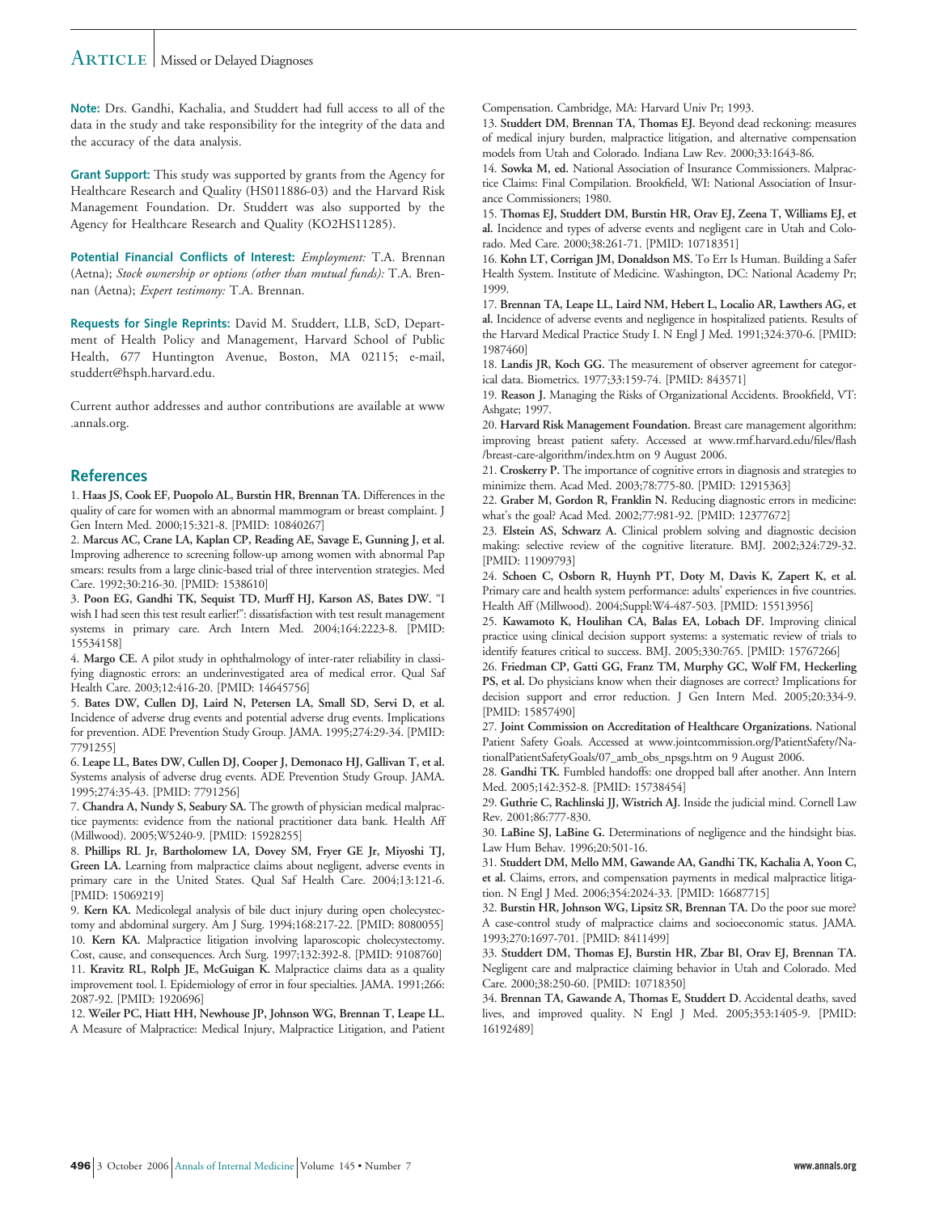**Note:** Drs. Gandhi, Kachalia, and Studdert had full access to all of the data in the study and take responsibility for the integrity of the data and the accuracy of the data analysis.

**Grant Support:** This study was supported by grants from the Agency for Healthcare Research and Quality (HS011886-03) and the Harvard Risk Management Foundation. Dr. Studdert was also supported by the Agency for Healthcare Research and Quality (KO2HS11285).

**Potential Financial Conflicts of Interest:** *Employment:* T.A. Brennan (Aetna); *Stock ownership or options (other than mutual funds):* T.A. Brennan (Aetna); *Expert testimony:* T.A. Brennan.

**Requests for Single Reprints:** David M. Studdert, LLB, ScD, Department of Health Policy and Management, Harvard School of Public Health, 677 Huntington Avenue, Boston, MA 02115; e-mail, studdert@hsph.harvard.edu.

Current author addresses and author contributions are available at www.annals.org.

## References

1. **Haas JS, Cook EF, Puopolo AL, Burstin HR, Brennan TA.** Differences in the quality of care for women with an abnormal mammogram or breast complaint. J Gen Intern Med. 2000;15:321-8. [PMID: 10840267]
2. **Marcus AC, Crane LA, Kaplan CP, Reading AE, Savage E, Gunning J, et al.** Improving adherence to screening follow-up among women with abnormal Pap smears: results from a large clinic-based trial of three intervention strategies. Med Care. 1992;30:216-30. [PMID: 1538610]
3. **Poon EG, Gandhi TK, Sequist TD, Murff HJ, Karson AS, Bates DW.** "I wish I had seen this test result earlier!": dissatisfaction with test result management systems in primary care. Arch Intern Med. 2004;164:2223-8. [PMID: 15534158]
4. **Margo CE.** A pilot study in ophthalmology of inter-rater reliability in classifying diagnostic errors: an underinvestigated area of medical error. Qual Saf Health Care. 2003;12:416-20. [PMID: 14645756]
5. **Bates DW, Cullen DJ, Laird N, Petersen LA, Small SD, Servi D, et al.** Incidence of adverse drug events and potential adverse drug events. Implications for prevention. ADE Prevention Study Group. JAMA. 1995;274:29-34. [PMID: 7791255]
6. **Leape LL, Bates DW, Cullen DJ, Cooper J, Demonaco HJ, Gallivan T, et al.** Systems analysis of adverse drug events. ADE Prevention Study Group. JAMA. 1995;274:35-43. [PMID: 7791256]
7. **Chandra A, Nundy S, Seabury SA.** The growth of physician medical malpractice payments: evidence from the national practitioner data bank. Health Aff (Millwood). 2005;W5240-9. [PMID: 15928255]
8. **Phillips RL Jr, Bartholomew LA, Dovey SM, Fryer GE Jr, Miyoshi TJ, Green LA.** Learning from malpractice claims about negligent, adverse events in primary care in the United States. Qual Saf Health Care. 2004;13:121-6. [PMID: 15069219]
9. **Kern KA.** Medicolegal analysis of bile duct injury during open cholecystectomy and abdominal surgery. Am J Surg. 1994;168:217-22. [PMID: 8080055]
10. **Kern KA.** Malpractice litigation involving laparoscopic cholecystectomy. Cost, cause, and consequences. Arch Surg. 1997;132:392-8. [PMID: 9108760]
11. **Kravitz RL, Rolph JE, McGuigan K.** Malpractice claims data as a quality improvement tool. I. Epidemiology of error in four specialties. JAMA. 1991;266:2087-92. [PMID: 1920696]
12. **Weiler PC, Hiatt HH, Newhouse JP, Johnson WG, Brennan T, Leape LL.** A Measure of Malpractice: Medical Injury, Malpractice Litigation, and Patient Compensation. Cambridge, MA: Harvard Univ Pr; 1993.
13. **Studdert DM, Brennan TA, Thomas EJ.** Beyond dead reckoning: measures of medical injury burden, malpractice litigation, and alternative compensation models from Utah and Colorado. Indiana Law Rev. 2000;33:1643-86.
14. **Sowka M, ed.** National Association of Insurance Commissioners. Malpractice Claims: Final Compilation. Brookfield, WI: National Association of Insurance Commissioners; 1980.
15. **Thomas EJ, Studdert DM, Burstin HR, Orav EJ, Zeena T, Williams EJ, et al.** Incidence and types of adverse events and negligent care in Utah and Colorado. Med Care. 2000;38:261-71. [PMID: 10718351]
16. **Kohn LT, Corrigan JM, Donaldson MS.** To Err Is Human. Building a Safer Health System. Institute of Medicine. Washington, DC: National Academy Pr; 1999.
17. **Brennan TA, Leape LL, Laird NM, Hebert L, Localio AR, Lawthers AG, et al.** Incidence of adverse events and negligence in hospitalized patients. Results of the Harvard Medical Practice Study I. N Engl J Med. 1991;324:370-6. [PMID: 1987460]
18. **Landis JR, Koch GG.** The measurement of observer agreement for categorical data. Biometrics. 1977;33:159-74. [PMID: 843571]
19. **Reason J.** Managing the Risks of Organizational Accidents. Brookfield, VT: Ashgate; 1997.
20. **Harvard Risk Management Foundation.** Breast care management algorithm: improving breast patient safety. Accessed at www.rmf.harvard.edu/files/flash/breast-care-algorithm/index.htm on 9 August 2006.
21. **Croskerry P.** The importance of cognitive errors in diagnosis and strategies to minimize them. Acad Med. 2003;78:775-80. [PMID: 12915363]
22. **Graber M, Gordon R, Franklin N.** Reducing diagnostic errors in medicine: what's the goal? Acad Med. 2002;77:981-92. [PMID: 12377672]
23. **Elstein AS, Schwarz A.** Clinical problem solving and diagnostic decision making: selective review of the cognitive literature. BMJ. 2002;324:729-32. [PMID: 11909793]
24. **Schoen C, Osborn R, Huynh PT, Doty M, Davis K, Zapert K, et al.** Primary care and health system performance: adults' experiences in five countries. Health Aff (Millwood). 2004;Suppl:W4-487-503. [PMID: 15513956]
25. **Kawamoto K, Houlihan CA, Balas EA, Lobach DF.** Improving clinical practice using clinical decision support systems: a systematic review of trials to identify features critical to success. BMJ. 2005;330:765. [PMID: 15767266]
26. **Friedman CP, Gatti GG, Franz TM, Murphy GC, Wolf FM, Heckerling PS, et al.** Do physicians know when their diagnoses are correct? Implications for decision support and error reduction. J Gen Intern Med. 2005;20:334-9. [PMID: 15857490]
27. **Joint Commission on Accreditation of Healthcare Organizations.** National Patient Safety Goals. Accessed at www.jointcommission.org/PatientSafety/NationalPatientSafetyGoals/07_amb_obs_npsgs.htm on 9 August 2006.
28. **Gandhi TK.** Fumbled handoffs: one dropped ball after another. Ann Intern Med. 2005;142:352-8. [PMID: 15738454]
29. **Guthrie C, Rachlinski JJ, Wistrich AJ.** Inside the judicial mind. Cornell Law Rev. 2001;86:777-830.
30. **LaBine SJ, LaBine G.** Determinations of negligence and the hindsight bias. Law Hum Behav. 1996;20:501-16.
31. **Studdert DM, Mello MM, Gawande AA, Gandhi TK, Kachalia A, Yoon C, et al.** Claims, errors, and compensation payments in medical malpractice litigation. N Engl J Med. 2006;354:2024-33. [PMID: 16687715]
32. **Burstin HR, Johnson WG, Lipsitz SR, Brennan TA.** Do the poor sue more? A case-control study of malpractice claims and socioeconomic status. JAMA. 1993;270:1697-701. [PMID: 8411499]
33. **Studdert DM, Thomas EJ, Burstin HR, Zbar BI, Orav EJ, Brennan TA.** Negligent care and malpractice claiming behavior in Utah and Colorado. Med Care. 2000;38:250-60. [PMID: 10718350]
34. **Brennan TA, Gawande A, Thomas E, Studdert D.** Accidental deaths, saved lives, and improved quality. N Engl J Med. 2005;353:1405-9. [PMID: 16192489]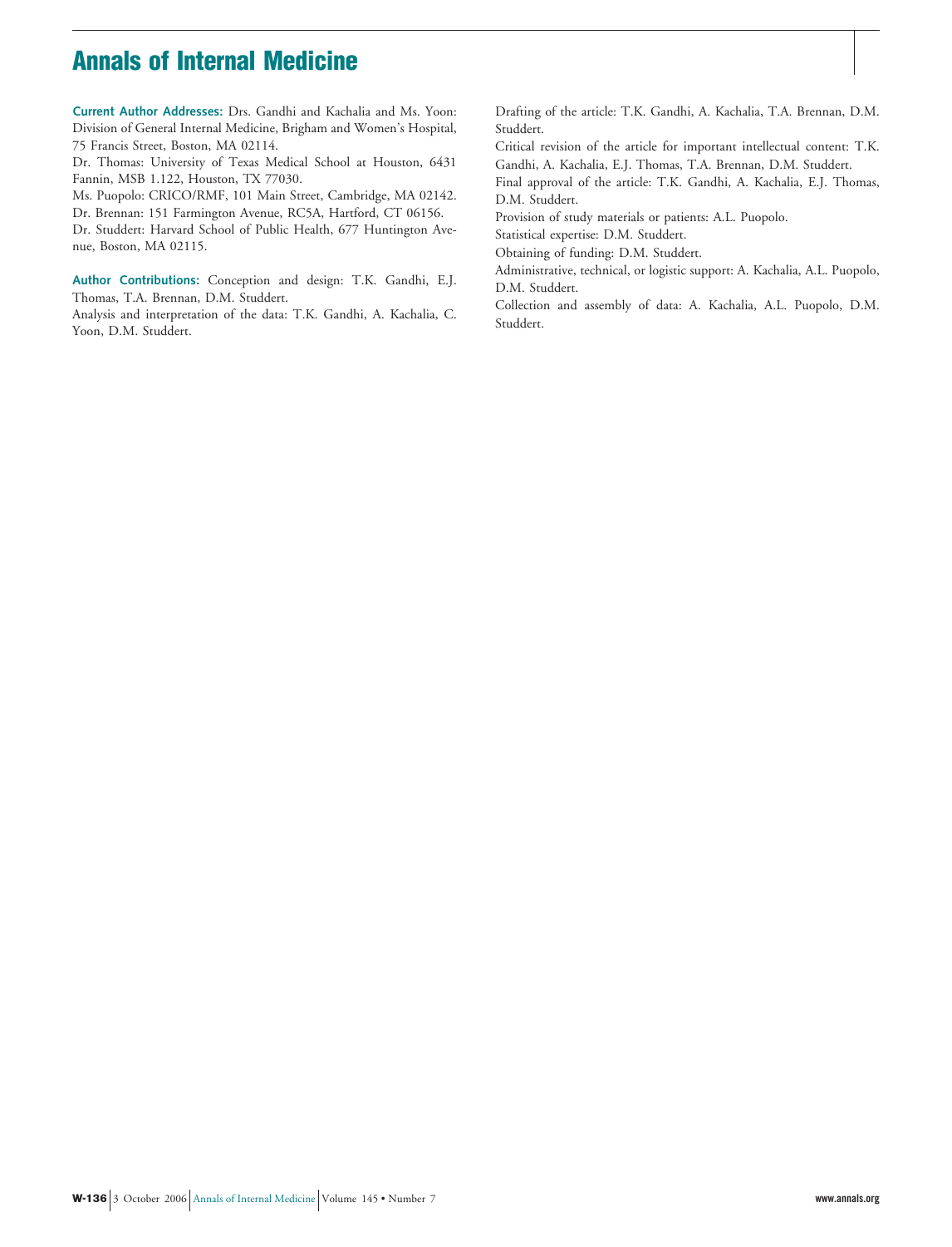**Current Author Addresses:** Drs. Gandhi and Kachalia and Ms. Yoon: Division of General Internal Medicine, Brigham and Women's Hospital, 75 Francis Street, Boston, MA 02114.

Dr. Thomas: University of Texas Medical School at Houston, 6431 Fannin, MSB 1.122, Houston, TX 77030.

Ms. Puopolo: CRICO/RMF, 101 Main Street, Cambridge, MA 02142.

Dr. Brennan: 151 Farmington Avenue, RC5A, Hartford, CT 06156.

Dr. Studdert: Harvard School of Public Health, 677 Huntington Avenue, Boston, MA 02115.

**Author Contributions:** Conception and design: T.K. Gandhi, E.J. Thomas, T.A. Brennan, D.M. Studdert.

Analysis and interpretation of the data: T.K. Gandhi, A. Kachalia, C. Yoon, D.M. Studdert.

Drafting of the article: T.K. Gandhi, A. Kachalia, T.A. Brennan, D.M. Studdert.

Critical revision of the article for important intellectual content: T.K. Gandhi, A. Kachalia, E.J. Thomas, T.A. Brennan, D.M. Studdert.

Final approval of the article: T.K. Gandhi, A. Kachalia, E.J. Thomas, D.M. Studdert.

Provision of study materials or patients: A.L. Puopolo.

Statistical expertise: D.M. Studdert.

Obtaining of funding: D.M. Studdert.

Administrative, technical, or logistic support: A. Kachalia, A.L. Puopolo, D.M. Studdert.

Collection and assembly of data: A. Kachalia, A.L. Puopolo, D.M. Studdert.